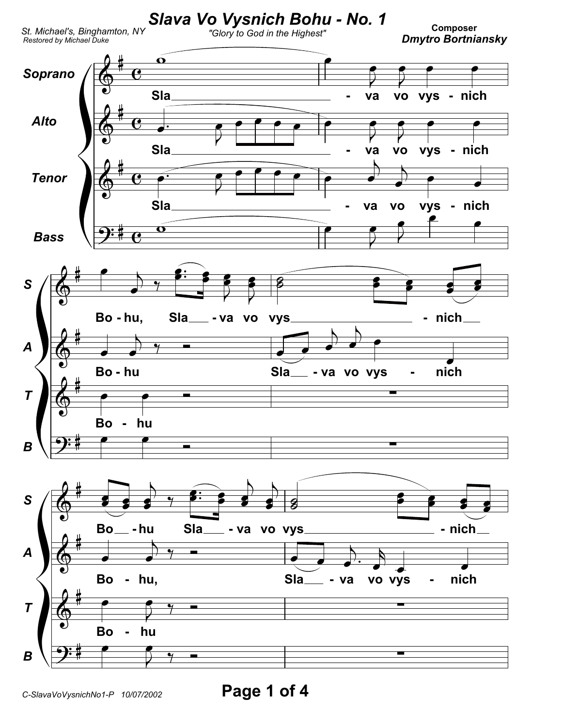# Slava Vo Vysnich Bohu - No. 1

St. Michael's, Binghamton, NY
Restored by Michael Duke

"Glory to God in the Highest"

Composer
**Dmytro Bortniansky**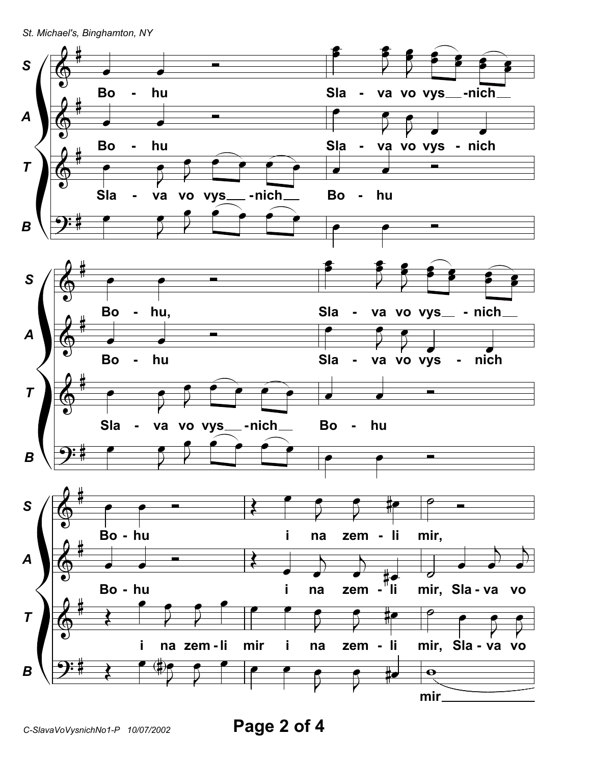S: Bo - hu Sla - va vo vys - nich

A: Bo - hu Sla - va vo vys - nich

T: Sla - va vo vys - nich Bo - hu

B:

S: Bo - hu, Sla - va vo vys - nich

A: Bo - hu Sla - va vo vys - nich

T: Sla - va vo vys - nich Bo - hu

B:

S: Bo - hu i na zem - li mir,

A: Bo - hu i na zem - li mir, Sla - va vo

T: i na zem - li mir i na zem - li mir, Sla - va vo

B: mir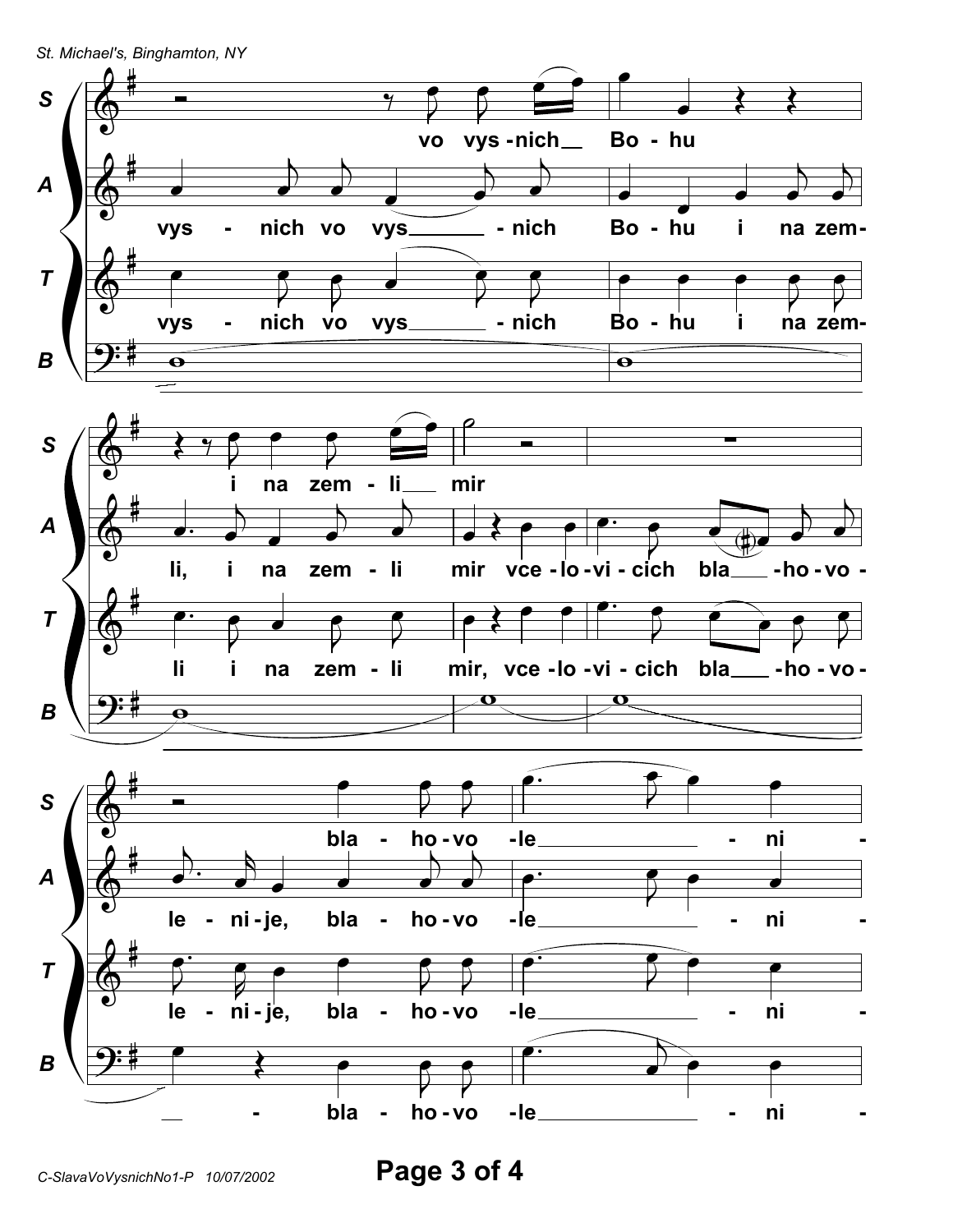S: vo vys - nich Bo - hu i na zem - li mir bla - ho - vo - le - ni -

A: vys - nich vo vys - nich Bo - hu i na zem - li, i na zem - li mir vce - lo - vi - cich bla - ho - vo - le - ni - je, bla - ho - vo - le - ni -

T: vys - nich vo vys - nich Bo - hu i na zem - li i na zem - li mir, vce - lo - vi - cich bla - ho - vo - le - ni - je, bla - ho - vo - le - ni -

B: - bla - ho - vo - le - ni -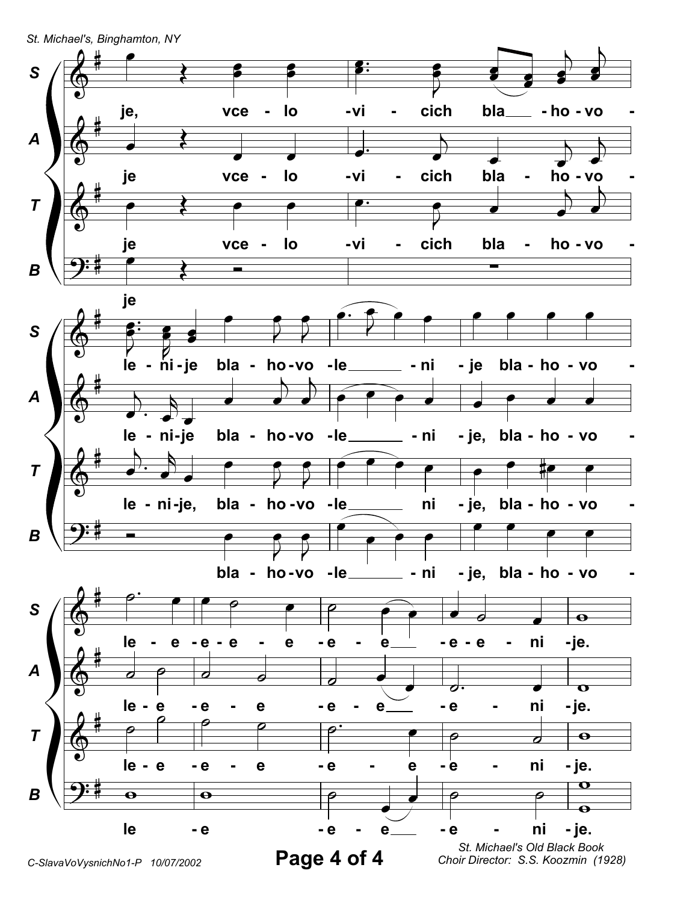**S:** je, vce - lo -vi - cich bla___ - ho - vo -

**A:** je vce - lo -vi - cich bla - ho - vo -

**T:** je vce - lo -vi - cich bla - ho - vo -

**B:** je

**S:** le - ni - je bla - ho - vo -le______ - ni - je bla - ho - vo -

**A:** le - ni - je bla - ho - vo -le______ - ni - je, bla - ho - vo -

**T:** le - ni - je, bla - ho - vo -le______ ni - je, bla - ho - vo -

**B:** bla - ho - vo -le______ - ni - je, bla - ho - vo -

**S:** le - e - e - e - e -e - e___ -e - e - ni -je.

**A:** le - e -e - e -e - e___ -e - ni -je.

**T:** le - e -e - e -e - e -e - ni -je.

**B:** le -e -e - e___ -e - ni -je.